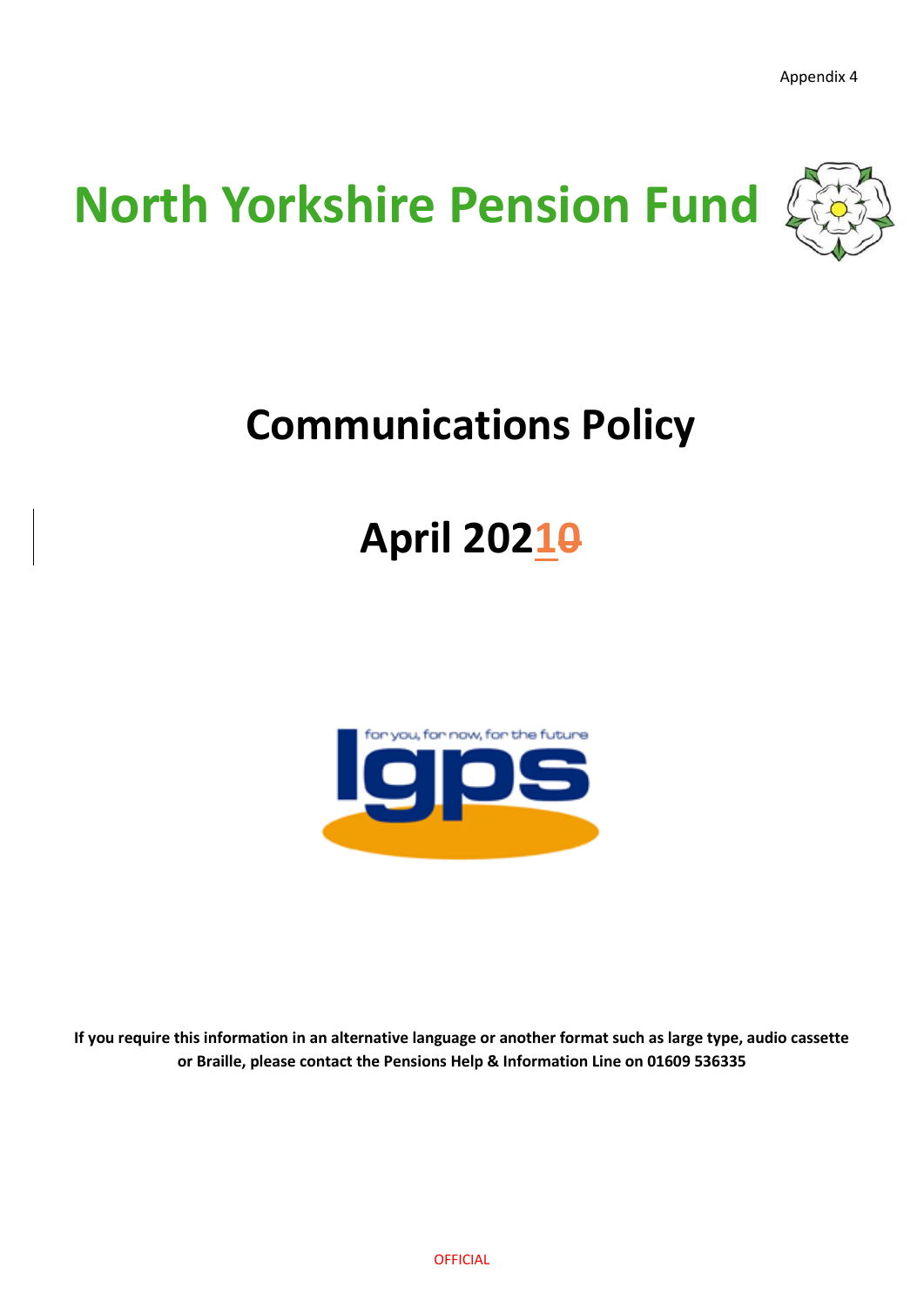Appendix 4

# North Yorkshire Pension Fund

# Communications Policy

# April 2021~~0~~

**If you require this information in an alternative language or another format such as large type, audio cassette or Braille, please contact the Pensions Help & Information Line on 01609 536335**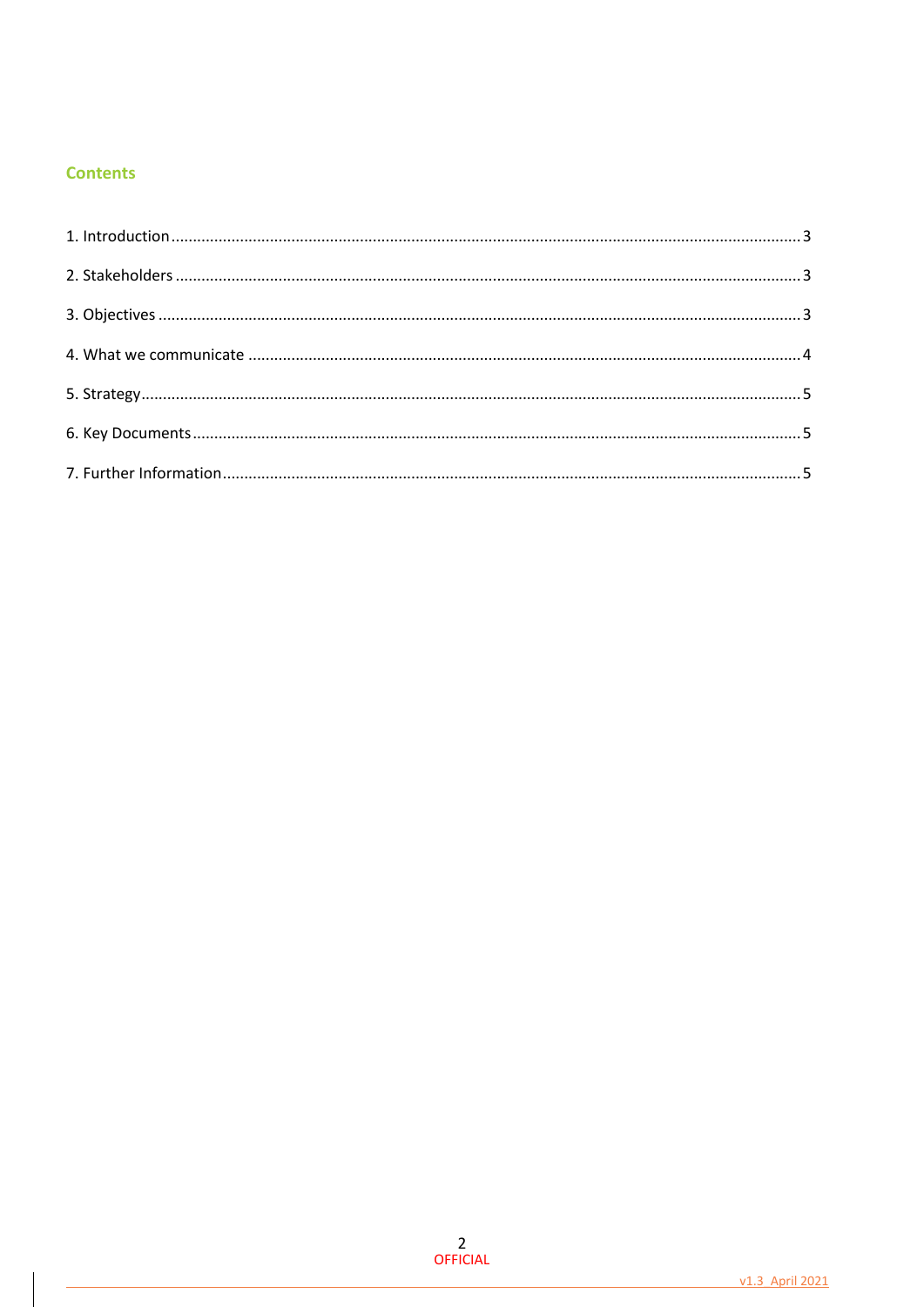## Contents

1. Introduction ........ 3
2. Stakeholders ........ 3
3. Objectives ........ 3
4. What we communicate ........ 4
5. Strategy ........ 5
6. Key Documents ........ 5
7. Further Information ........ 5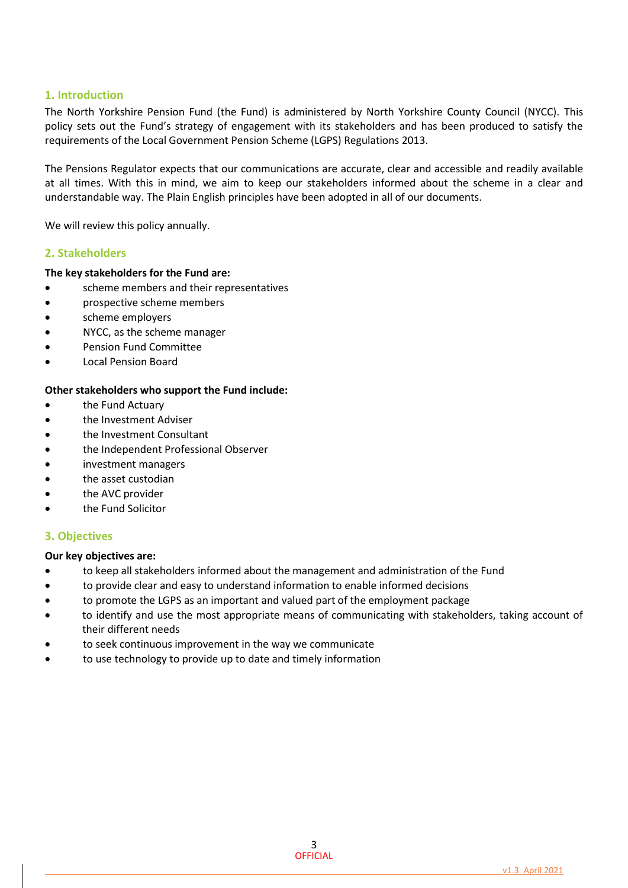## 1. Introduction

The North Yorkshire Pension Fund (the Fund) is administered by North Yorkshire County Council (NYCC). This policy sets out the Fund's strategy of engagement with its stakeholders and has been produced to satisfy the requirements of the Local Government Pension Scheme (LGPS) Regulations 2013.

The Pensions Regulator expects that our communications are accurate, clear and accessible and readily available at all times. With this in mind, we aim to keep our stakeholders informed about the scheme in a clear and understandable way. The Plain English principles have been adopted in all of our documents.

We will review this policy annually.

## 2. Stakeholders

**The key stakeholders for the Fund are:**

- scheme members and their representatives
- prospective scheme members
- scheme employers
- NYCC, as the scheme manager
- Pension Fund Committee
- Local Pension Board

**Other stakeholders who support the Fund include:**

- the Fund Actuary
- the Investment Adviser
- the Investment Consultant
- the Independent Professional Observer
- investment managers
- the asset custodian
- the AVC provider
- the Fund Solicitor

## 3. Objectives

**Our key objectives are:**

- to keep all stakeholders informed about the management and administration of the Fund
- to provide clear and easy to understand information to enable informed decisions
- to promote the LGPS as an important and valued part of the employment package
- to identify and use the most appropriate means of communicating with stakeholders, taking account of their different needs
- to seek continuous improvement in the way we communicate
- to use technology to provide up to date and timely information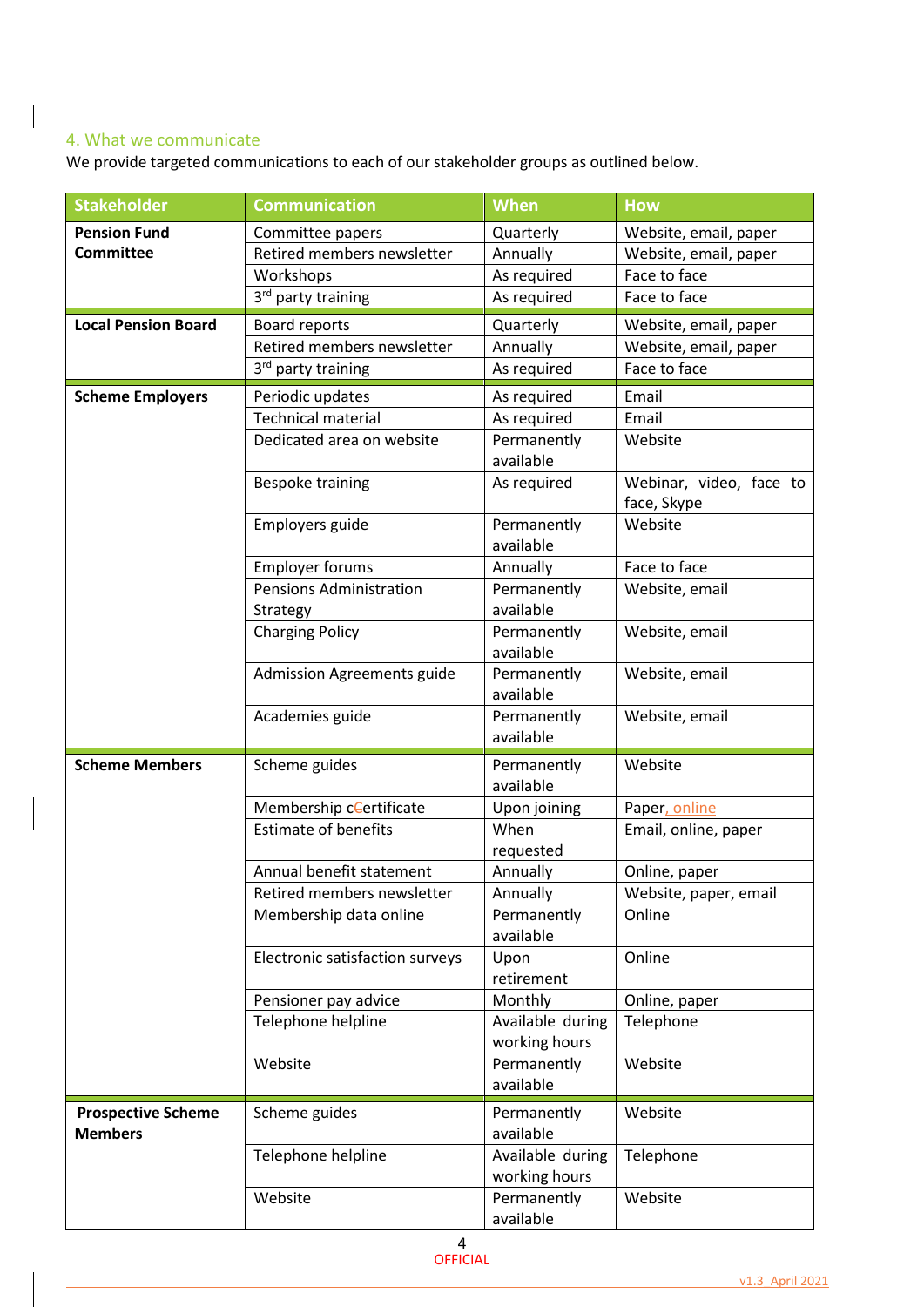## 4. What we communicate

We provide targeted communications to each of our stakeholder groups as outlined below.

| Stakeholder | Communication | When | How |
|---|---|---|---|
| **Pension Fund Committee** | Committee papers | Quarterly | Website, email, paper |
| | Retired members newsletter | Annually | Website, email, paper |
| | Workshops | As required | Face to face |
| | 3rd party training | As required | Face to face |
| **Local Pension Board** | Board reports | Quarterly | Website, email, paper |
| | Retired members newsletter | Annually | Website, email, paper |
| | 3rd party training | As required | Face to face |
| **Scheme Employers** | Periodic updates | As required | Email |
| | Technical material | As required | Email |
| | Dedicated area on website | Permanently available | Website |
| | Bespoke training | As required | Webinar, video, face to face, Skype |
| | Employers guide | Permanently available | Website |
| | Employer forums | Annually | Face to face |
| | Pensions Administration Strategy | Permanently available | Website, email |
| | Charging Policy | Permanently available | Website, email |
| | Admission Agreements guide | Permanently available | Website, email |
| | Academies guide | Permanently available | Website, email |
| **Scheme Members** | Scheme guides | Permanently available | Website |
| | Membership certificate | Upon joining | Paper, online |
| | Estimate of benefits | When requested | Email, online, paper |
| | Annual benefit statement | Annually | Online, paper |
| | Retired members newsletter | Annually | Website, paper, email |
| | Membership data online | Permanently available | Online |
| | Electronic satisfaction surveys | Upon retirement | Online |
| | Pensioner pay advice | Monthly | Online, paper |
| | Telephone helpline | Available during working hours | Telephone |
| | Website | Permanently available | Website |
| **Prospective Scheme Members** | Scheme guides | Permanently available | Website |
| | Telephone helpline | Available during working hours | Telephone |
| | Website | Permanently available | Website |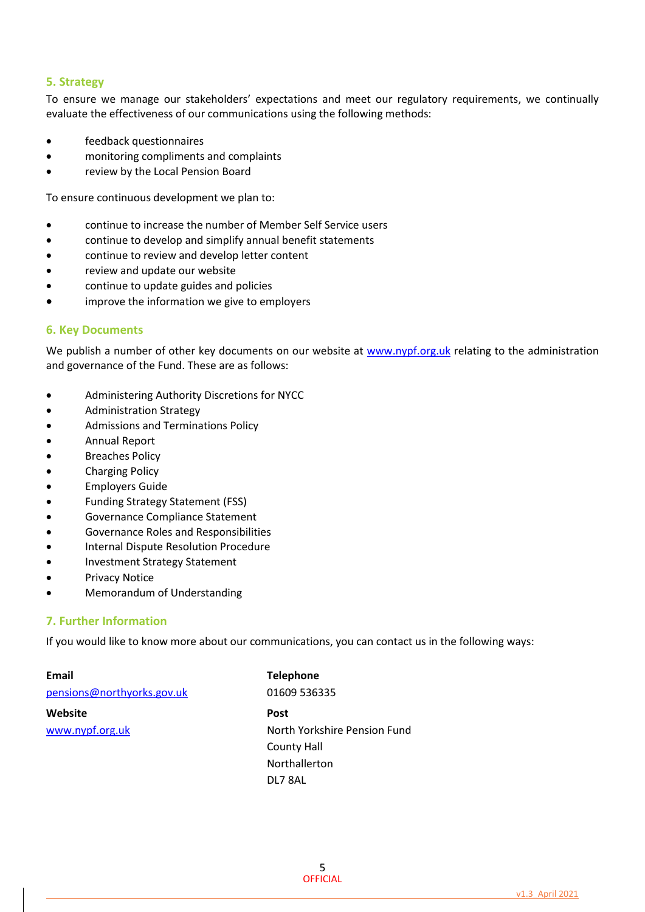## 5. Strategy

To ensure we manage our stakeholders' expectations and meet our regulatory requirements, we continually evaluate the effectiveness of our communications using the following methods:

- feedback questionnaires
- monitoring compliments and complaints
- review by the Local Pension Board

To ensure continuous development we plan to:

- continue to increase the number of Member Self Service users
- continue to develop and simplify annual benefit statements
- continue to review and develop letter content
- review and update our website
- continue to update guides and policies
- improve the information we give to employers

## 6. Key Documents

We publish a number of other key documents on our website at www.nypf.org.uk relating to the administration and governance of the Fund. These are as follows:

- Administering Authority Discretions for NYCC
- Administration Strategy
- Admissions and Terminations Policy
- Annual Report
- Breaches Policy
- Charging Policy
- Employers Guide
- Funding Strategy Statement (FSS)
- Governance Compliance Statement
- Governance Roles and Responsibilities
- Internal Dispute Resolution Procedure
- Investment Strategy Statement
- Privacy Notice
- Memorandum of Understanding

## 7. Further Information

If you would like to know more about our communications, you can contact us in the following ways:

**Email**
pensions@northyorks.gov.uk

**Website**
www.nypf.org.uk

**Telephone**
01609 536335

**Post**
North Yorkshire Pension Fund
County Hall
Northallerton
DL7 8AL